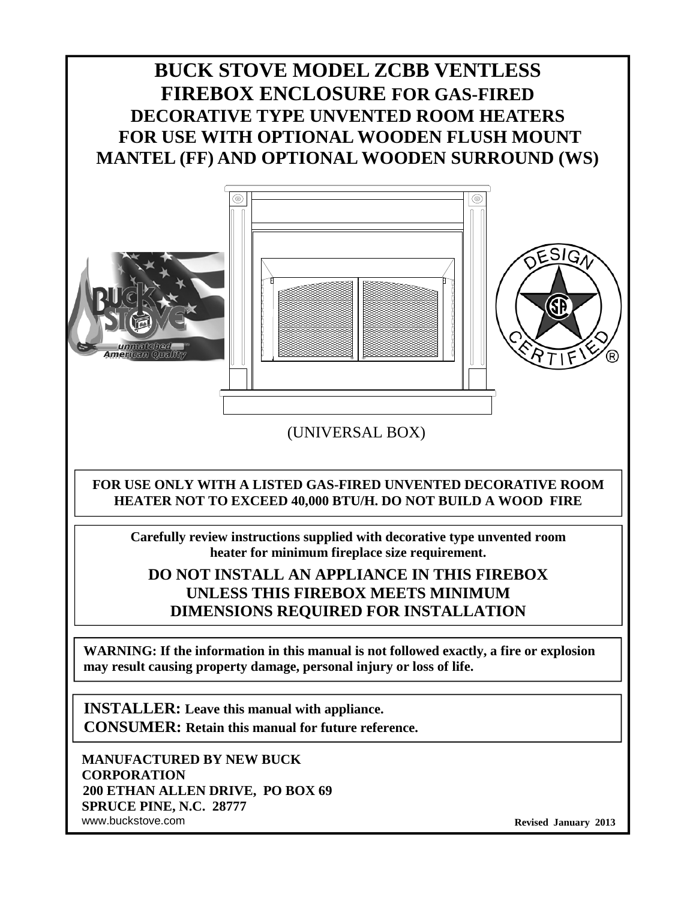# BUCK STOVE MODEL ZCBB VENTLESS FIREBOX ENCLOSURE FOR GAS-FIRED DECORATIVE TYPE UNVENTED ROOM HEATERS FOR USE WITH OPTIONAL WOODEN FLUSH MOUNT MANTEL (FF) AND OPTIONAL WOODEN SURROUND (WS)

(UNIVERSAL BOX)

**FOR USE ONLY WITH A LISTED GAS-FIRED UNVENTED DECORATIVE ROOM HEATER NOT TO EXCEED 40,000 BTU/H. DO NOT BUILD A WOOD FIRE**

**Carefully review instructions supplied with decorative type unvented room heater for minimum fireplace size requirement.**

**DO NOT INSTALL AN APPLIANCE IN THIS FIREBOX UNLESS THIS FIREBOX MEETS MINIMUM DIMENSIONS REQUIRED FOR INSTALLATION**

**WARNING: If the information in this manual is not followed exactly, a fire or explosion may result causing property damage, personal injury or loss of life.**

**INSTALLER: Leave this manual with appliance.**
**CONSUMER: Retain this manual for future reference.**

**MANUFACTURED BY NEW BUCK CORPORATION**
**200 ETHAN ALLEN DRIVE, PO BOX 69**
**SPRUCE PINE, N.C. 28777**
www.buckstove.com

**Revised January 2013**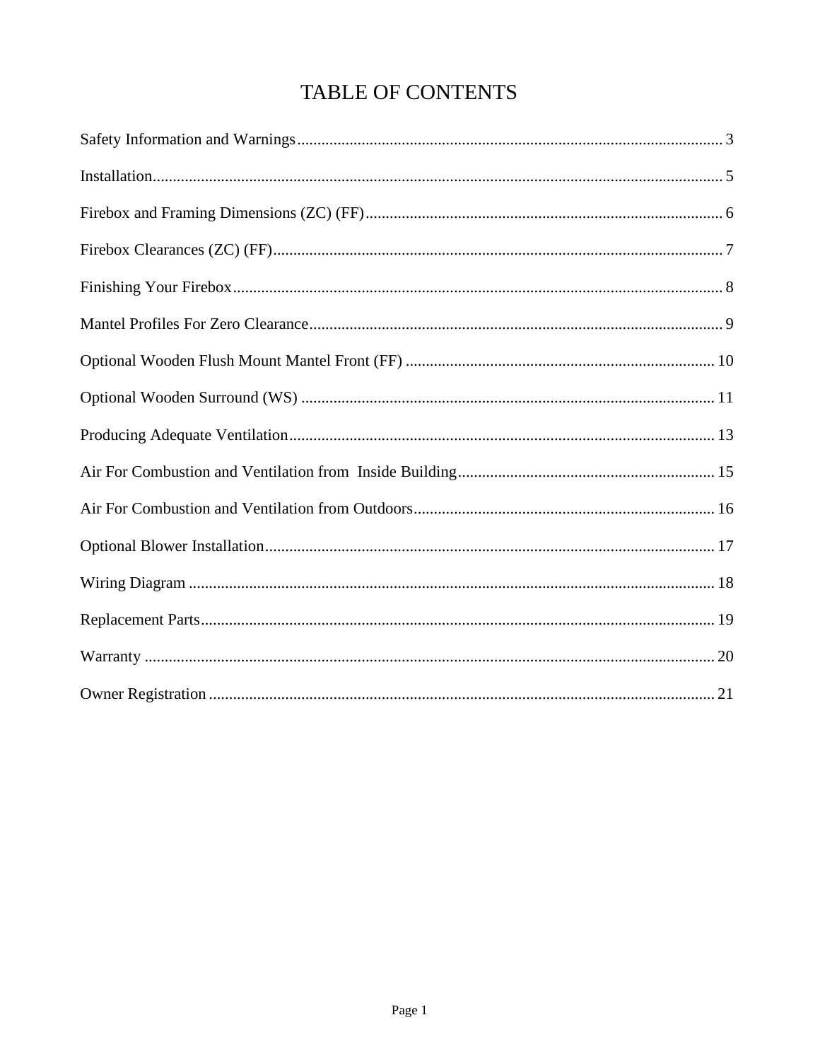# TABLE OF CONTENTS

Safety Information and Warnings .......... 3

Installation .......... 5

Firebox and Framing Dimensions (ZC) (FF) .......... 6

Firebox Clearances (ZC) (FF) .......... 7

Finishing Your Firebox .......... 8

Mantel Profiles For Zero Clearance .......... 9

Optional Wooden Flush Mount Mantel Front (FF) .......... 10

Optional Wooden Surround (WS) .......... 11

Producing Adequate Ventilation .......... 13

Air For Combustion and Ventilation from Inside Building .......... 15

Air For Combustion and Ventilation from Outdoors .......... 16

Optional Blower Installation .......... 17

Wiring Diagram .......... 18

Replacement Parts .......... 19

Warranty .......... 20

Owner Registration .......... 21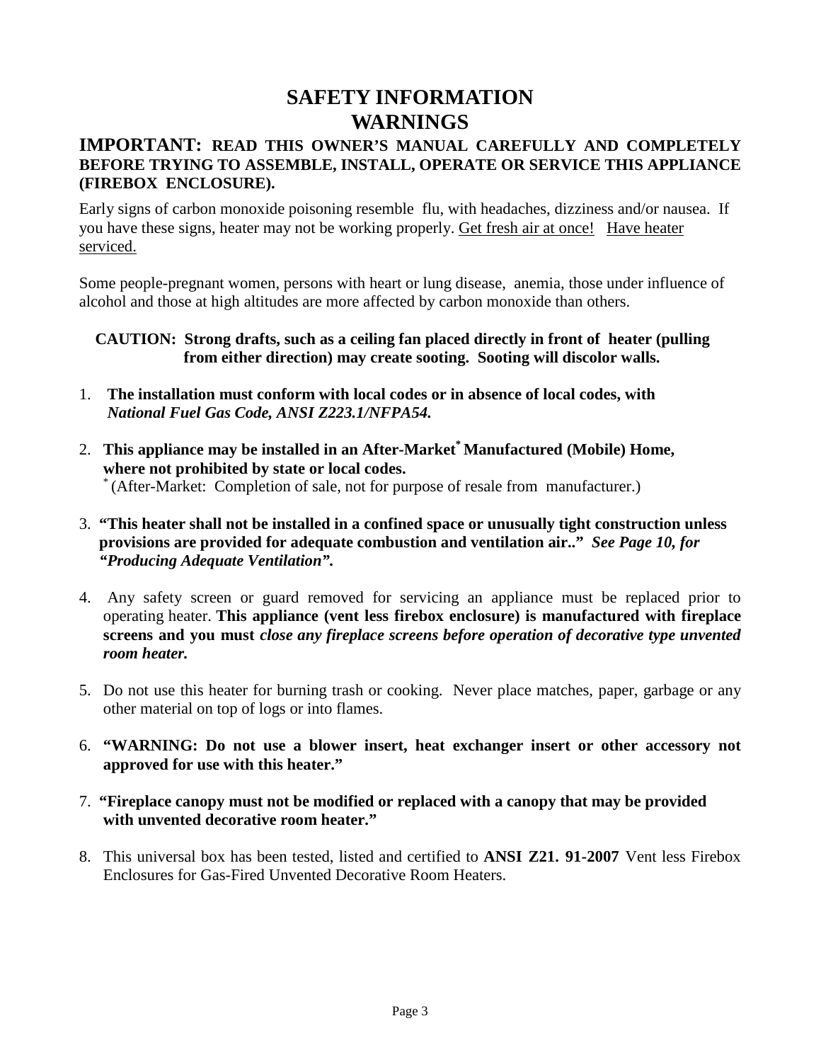# SAFETY INFORMATION
# WARNINGS

**IMPORTANT: READ THIS OWNER'S MANUAL CAREFULLY AND COMPLETELY BEFORE TRYING TO ASSEMBLE, INSTALL, OPERATE OR SERVICE THIS APPLIANCE (FIREBOX ENCLOSURE).**

Early signs of carbon monoxide poisoning resemble flu, with headaches, dizziness and/or nausea. If you have these signs, heater may not be working properly. Get fresh air at once! Have heater serviced.

Some people-pregnant women, persons with heart or lung disease, anemia, those under influence of alcohol and those at high altitudes are more affected by carbon monoxide than others.

**CAUTION: Strong drafts, such as a ceiling fan placed directly in front of heater (pulling from either direction) may create sooting. Sooting will discolor walls.**

1. **The installation must conform with local codes or in absence of local codes, with *National Fuel Gas Code, ANSI Z223.1/NFPA54.***

2. **This appliance may be installed in an After-Market* Manufactured (Mobile) Home, where not prohibited by state or local codes.**
   * (After-Market: Completion of sale, not for purpose of resale from manufacturer.)

3. **"This heater shall not be installed in a confined space or unusually tight construction unless provisions are provided for adequate combustion and ventilation air.." *See Page 10, for "Producing Adequate Ventilation".***

4. Any safety screen or guard removed for servicing an appliance must be replaced prior to operating heater. **This appliance (vent less firebox enclosure) is manufactured with fireplace screens and you must *close any fireplace screens before operation of decorative type unvented room heater.***

5. Do not use this heater for burning trash or cooking. Never place matches, paper, garbage or any other material on top of logs or into flames.

6. **"WARNING: Do not use a blower insert, heat exchanger insert or other accessory not approved for use with this heater."**

7. **"Fireplace canopy must not be modified or replaced with a canopy that may be provided with unvented decorative room heater."**

8. This universal box has been tested, listed and certified to **ANSI Z21. 91-2007** Vent less Firebox Enclosures for Gas-Fired Unvented Decorative Room Heaters.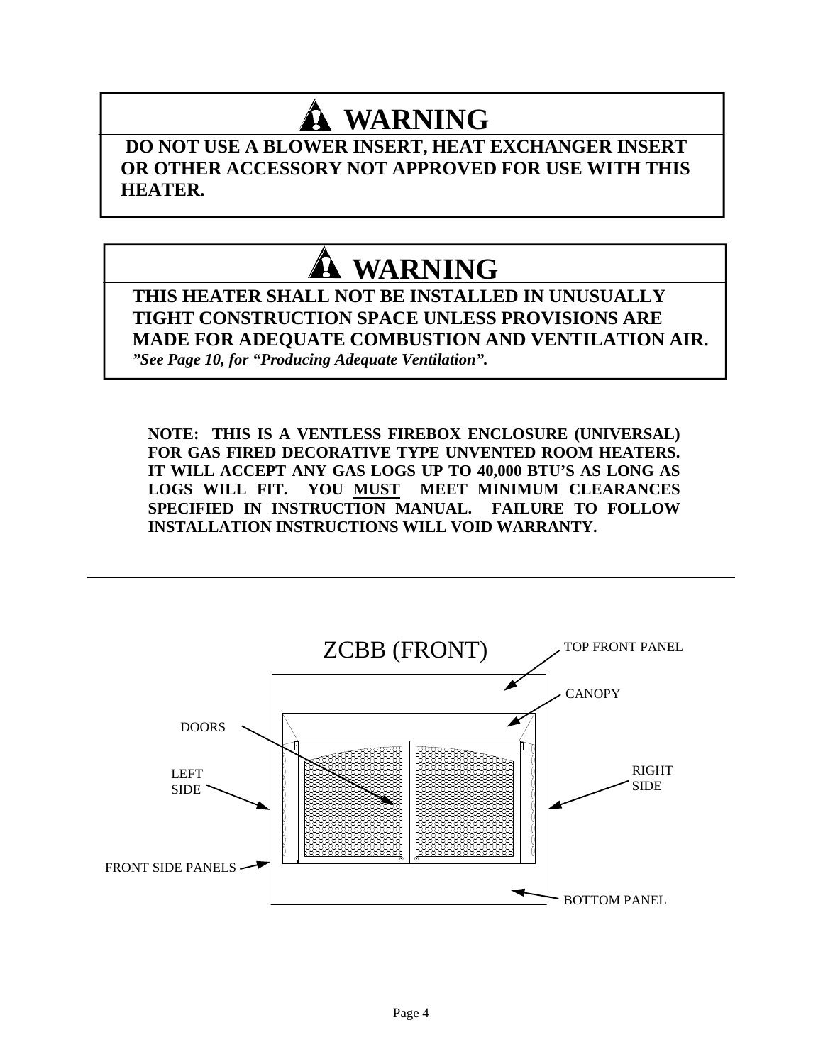## ⚠ WARNING

**DO NOT USE A BLOWER INSERT, HEAT EXCHANGER INSERT OR OTHER ACCESSORY NOT APPROVED FOR USE WITH THIS HEATER.**

## ⚠ WARNING

**THIS HEATER SHALL NOT BE INSTALLED IN UNUSUALLY TIGHT CONSTRUCTION SPACE UNLESS PROVISIONS ARE MADE FOR ADEQUATE COMBUSTION AND VENTILATION AIR.**
***"See Page 10, for "Producing Adequate Ventilation".***

**NOTE: THIS IS A VENTLESS FIREBOX ENCLOSURE (UNIVERSAL) FOR GAS FIRED DECORATIVE TYPE UNVENTED ROOM HEATERS. IT WILL ACCEPT ANY GAS LOGS UP TO 40,000 BTU'S AS LONG AS LOGS WILL FIT. YOU <u>MUST</u> MEET MINIMUM CLEARANCES SPECIFIED IN INSTRUCTION MANUAL. FAILURE TO FOLLOW INSTALLATION INSTRUCTIONS WILL VOID WARRANTY.**

---

ZCBB (FRONT)

TOP FRONT PANEL

CANOPY

DOORS

LEFT SIDE

RIGHT SIDE

FRONT SIDE PANELS

BOTTOM PANEL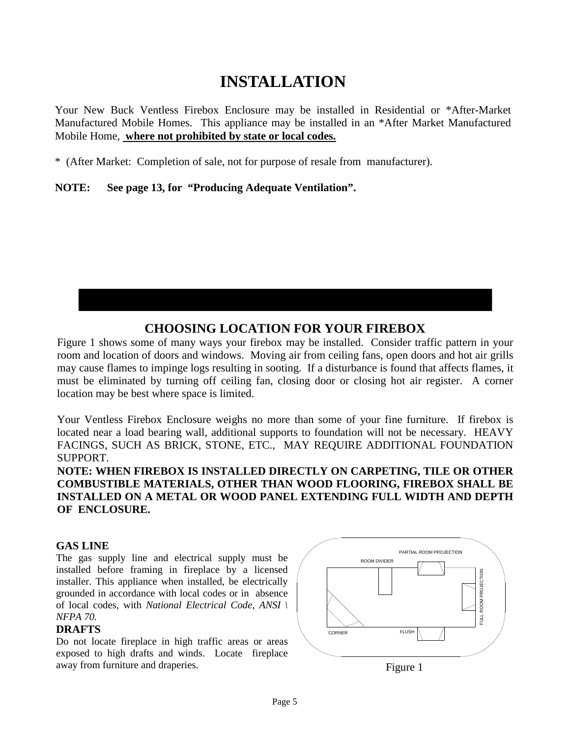# INSTALLATION

Your New Buck Ventless Firebox Enclosure may be installed in Residential or *After-Market Manufactured Mobile Homes. This appliance may be installed in an *After Market Manufactured Mobile Home, **where not prohibited by state or local codes.**

* (After Market: Completion of sale, not for purpose of resale from manufacturer).

**NOTE: See page 13, for "Producing Adequate Ventilation".**

## CHOOSING LOCATION FOR YOUR FIREBOX

Figure 1 shows some of many ways your firebox may be installed. Consider traffic pattern in your room and location of doors and windows. Moving air from ceiling fans, open doors and hot air grills may cause flames to impinge logs resulting in sooting. If a disturbance is found that affects flames, it must be eliminated by turning off ceiling fan, closing door or closing hot air register. A corner location may be best where space is limited.

Your Ventless Firebox Enclosure weighs no more than some of your fine furniture. If firebox is located near a load bearing wall, additional supports to foundation will not be necessary. HEAVY FACINGS, SUCH AS BRICK, STONE, ETC., MAY REQUIRE ADDITIONAL FOUNDATION SUPPORT.

**NOTE: WHEN FIREBOX IS INSTALLED DIRECTLY ON CARPETING, TILE OR OTHER COMBUSTIBLE MATERIALS, OTHER THAN WOOD FLOORING, FIREBOX SHALL BE INSTALLED ON A METAL OR WOOD PANEL EXTENDING FULL WIDTH AND DEPTH OF ENCLOSURE.**

### GAS LINE

The gas supply line and electrical supply must be installed before framing in fireplace by a licensed installer. This appliance when installed, be electrically grounded in accordance with local codes or in absence of local codes, with *National Electrical Code, ANSI \ NFPA 70.*

### DRAFTS

Do not locate fireplace in high traffic areas or areas exposed to high drafts and winds. Locate fireplace away from furniture and draperies.

PARTIAL ROOM PROJECTION
ROOM DIVIDER
FULL ROOM PROJECTION
CORNER
FLUSH

Figure 1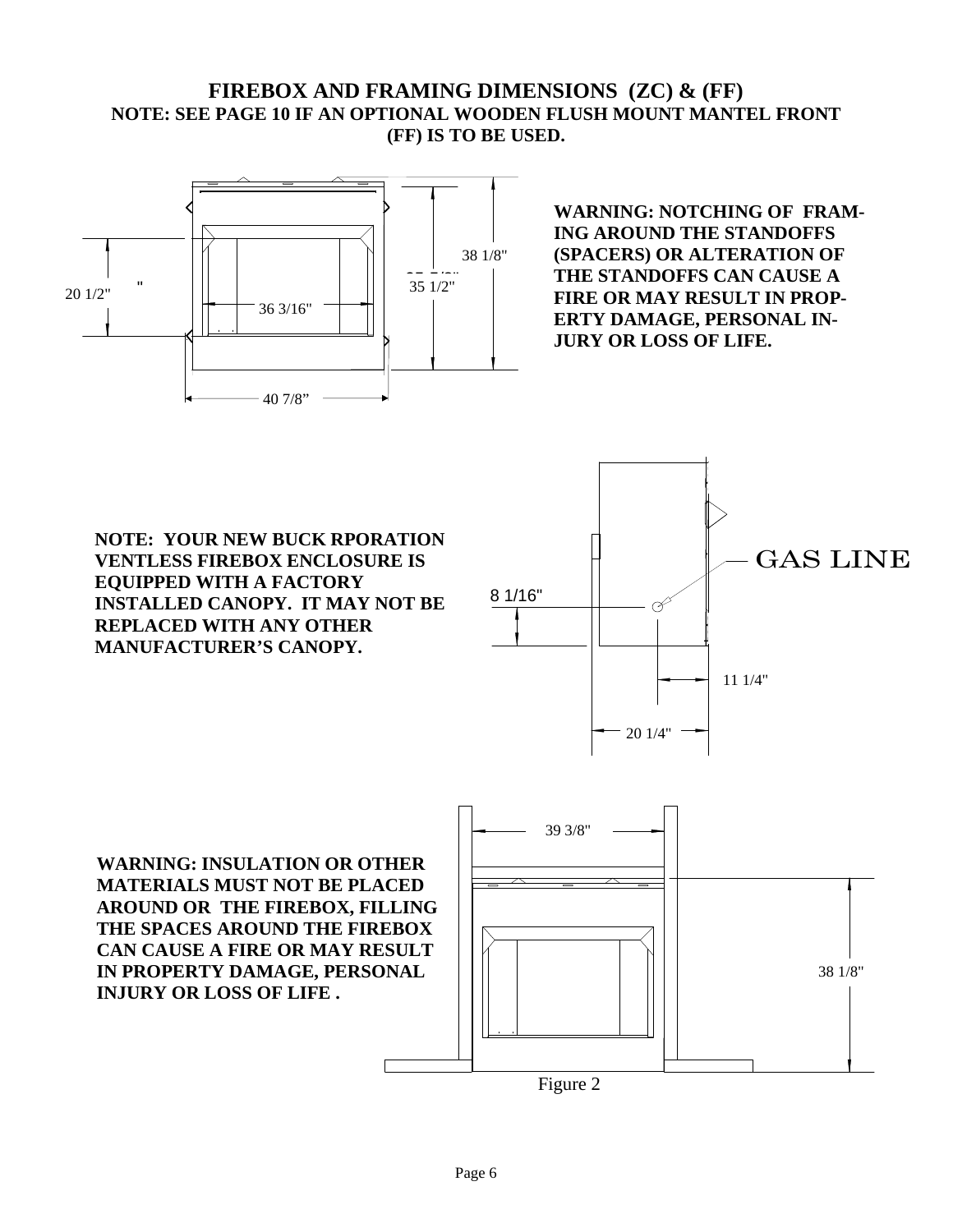# FIREBOX AND FRAMING DIMENSIONS (ZC) & (FF)

**NOTE: SEE PAGE 10 IF AN OPTIONAL WOODEN FLUSH MOUNT MANTEL FRONT (FF) IS TO BE USED.**

20 1/2"

36 3/16"

40 7/8"

38 1/8"

35 1/2"

**WARNING: NOTCHING OF FRAMING AROUND THE STANDOFFS (SPACERS) OR ALTERATION OF THE STANDOFFS CAN CAUSE A FIRE OR MAY RESULT IN PROPERTY DAMAGE, PERSONAL INJURY OR LOSS OF LIFE.**

**NOTE: YOUR NEW BUCK RPORATION VENTLESS FIREBOX ENCLOSURE IS EQUIPPED WITH A FACTORY INSTALLED CANOPY. IT MAY NOT BE REPLACED WITH ANY OTHER MANUFACTURER'S CANOPY.**

GAS LINE

8 1/16"

11 1/4"

20 1/4"

**WARNING: INSULATION OR OTHER MATERIALS MUST NOT BE PLACED AROUND OR THE FIREBOX, FILLING THE SPACES AROUND THE FIREBOX CAN CAUSE A FIRE OR MAY RESULT IN PROPERTY DAMAGE, PERSONAL INJURY OR LOSS OF LIFE .**

39 3/8"

38 1/8"

Figure 2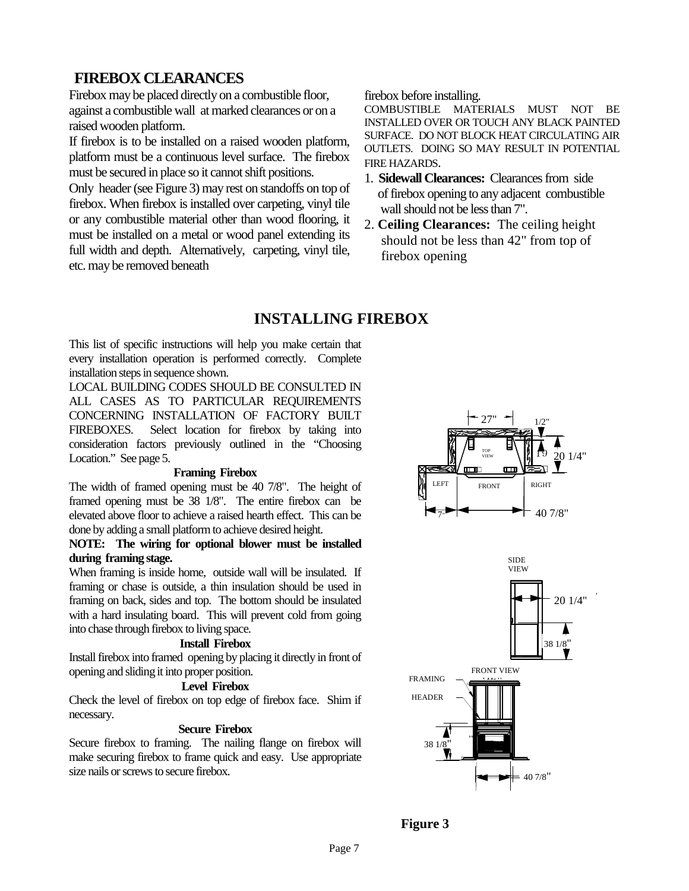## FIREBOX CLEARANCES

Firebox may be placed directly on a combustible floor, against a combustible wall at marked clearances or on a raised wooden platform.

If firebox is to be installed on a raised wooden platform, platform must be a continuous level surface. The firebox must be secured in place so it cannot shift positions.

Only header (see Figure 3) may rest on standoffs on top of firebox. When firebox is installed over carpeting, vinyl tile or any combustible material other than wood flooring, it must be installed on a metal or wood panel extending its full width and depth. Alternatively, carpeting, vinyl tile, etc. may be removed beneath firebox before installing.

COMBUSTIBLE MATERIALS MUST NOT BE INSTALLED OVER OR TOUCH ANY BLACK PAINTED SURFACE. DO NOT BLOCK HEAT CIRCULATING AIR OUTLETS. DOING SO MAY RESULT IN POTENTIAL FIRE HAZARDS.

1. **Sidewall Clearances:** Clearances from side of firebox opening to any adjacent combustible wall should not be less than 7".
2. **Ceiling Clearances:** The ceiling height should not be less than 42" from top of firebox opening

## INSTALLING FIREBOX

This list of specific instructions will help you make certain that every installation operation is performed correctly. Complete installation steps in sequence shown.

LOCAL BUILDING CODES SHOULD BE CONSULTED IN ALL CASES AS TO PARTICULAR REQUIREMENTS CONCERNING INSTALLATION OF FACTORY BUILT FIREBOXES. Select location for firebox by taking into consideration factors previously outlined in the "Choosing Location." See page 5.

### Framing Firebox

The width of framed opening must be 40 7/8". The height of framed opening must be 38 1/8". The entire firebox can be elevated above floor to achieve a raised hearth effect. This can be done by adding a small platform to achieve desired height.

**NOTE: The wiring for optional blower must be installed during framing stage.**

When framing is inside home, outside wall will be insulated. If framing or chase is outside, a thin insulation should be used in framing on back, sides and top. The bottom should be insulated with a hard insulating board. This will prevent cold from going into chase through firebox to living space.

### Install Firebox

Install firebox into framed opening by placing it directly in front of opening and sliding it into proper position.

### Level Firebox

Check the level of firebox on top edge of firebox face. Shim if necessary.

### Secure Firebox

Secure firebox to framing. The nailing flange on firebox will make securing firebox to frame quick and easy. Use appropriate size nails or screws to secure firebox.

**Figure 3**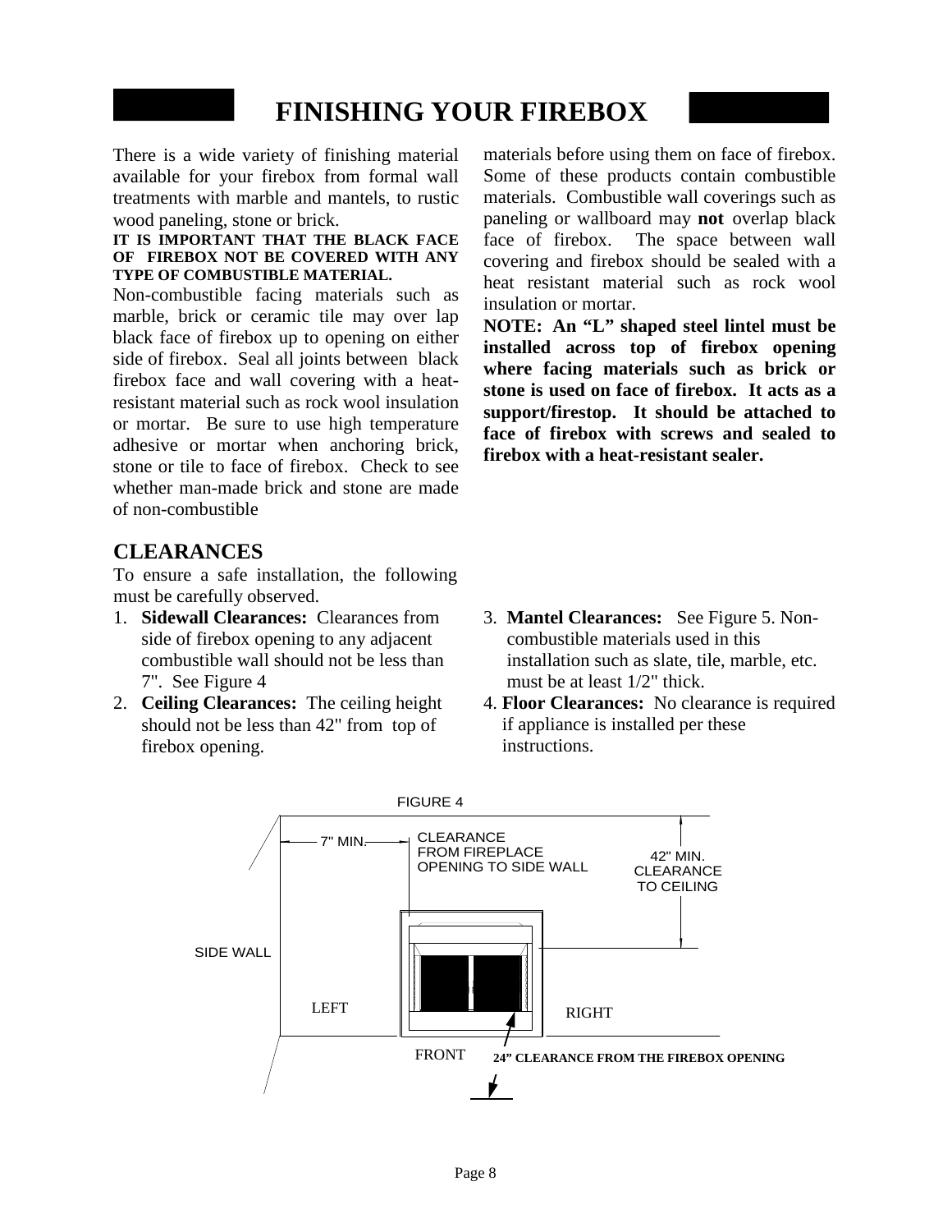# FINISHING YOUR FIREBOX

There is a wide variety of finishing material available for your firebox from formal wall treatments with marble and mantels, to rustic wood paneling, stone or brick.

**IT IS IMPORTANT THAT THE BLACK FACE OF FIREBOX NOT BE COVERED WITH ANY TYPE OF COMBUSTIBLE MATERIAL.**

Non-combustible facing materials such as marble, brick or ceramic tile may over lap black face of firebox up to opening on either side of firebox. Seal all joints between black firebox face and wall covering with a heat-resistant material such as rock wool insulation or mortar. Be sure to use high temperature adhesive or mortar when anchoring brick, stone or tile to face of firebox. Check to see whether man-made brick and stone are made of non-combustible materials before using them on face of firebox. Some of these products contain combustible materials. Combustible wall coverings such as paneling or wallboard may **not** overlap black face of firebox. The space between wall covering and firebox should be sealed with a heat resistant material such as rock wool insulation or mortar.

**NOTE: An "L" shaped steel lintel must be installed across top of firebox opening where facing materials such as brick or stone is used on face of firebox. It acts as a support/firestop. It should be attached to face of firebox with screws and sealed to firebox with a heat-resistant sealer.**

## CLEARANCES

To ensure a safe installation, the following must be carefully observed.

1. **Sidewall Clearances:** Clearances from side of firebox opening to any adjacent combustible wall should not be less than 7". See Figure 4
2. **Ceiling Clearances:** The ceiling height should not be less than 42" from top of firebox opening.
3. **Mantel Clearances:** See Figure 5. Non-combustible materials used in this installation such as slate, tile, marble, etc. must be at least 1/2" thick.
4. **Floor Clearances:** No clearance is required if appliance is installed per these instructions.

FIGURE 4

7" MIN. — CLEARANCE FROM FIREPLACE OPENING TO SIDE WALL

42" MIN. CLEARANCE TO CEILING

SIDE WALL

LEFT

RIGHT

FRONT

**24" CLEARANCE FROM THE FIREBOX OPENING**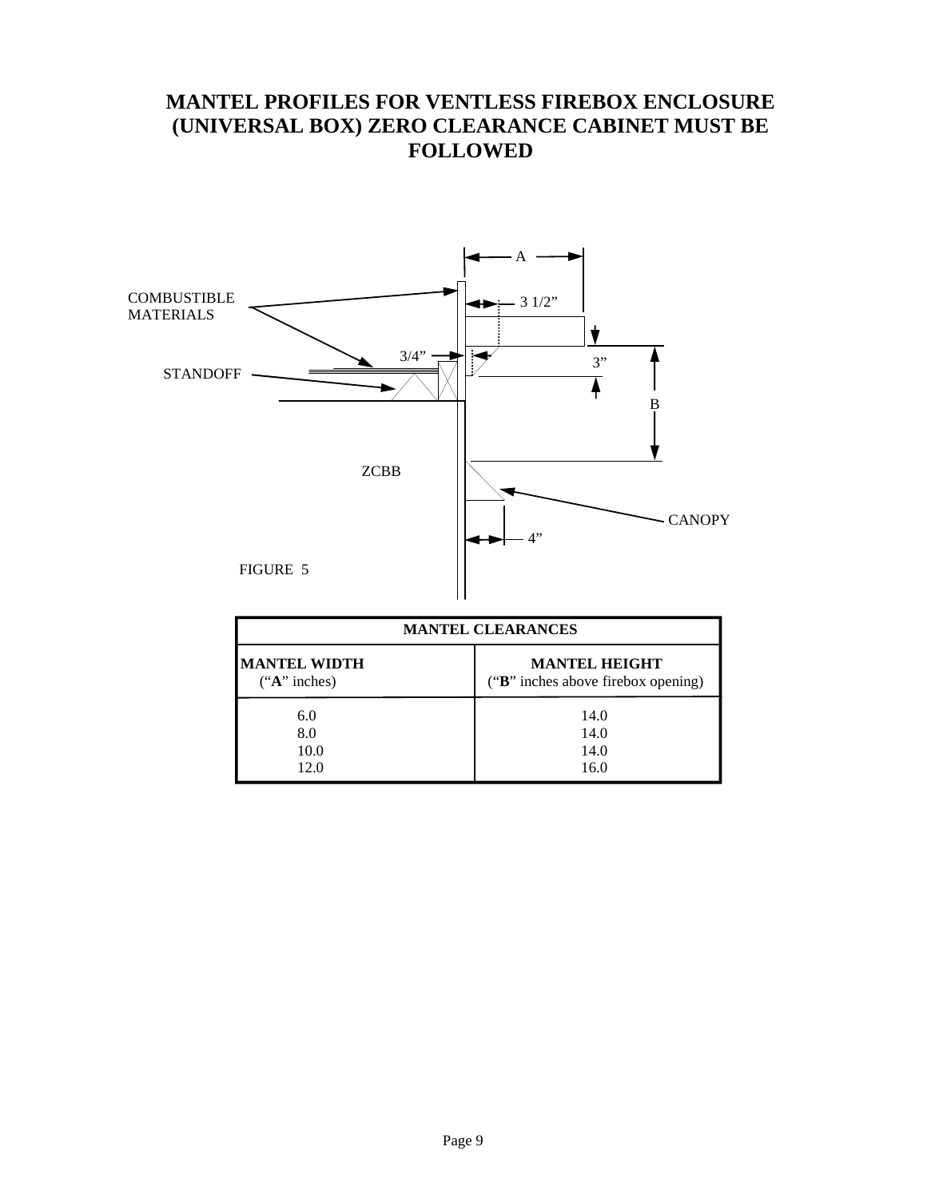# MANTEL PROFILES FOR VENTLESS FIREBOX ENCLOSURE (UNIVERSAL BOX) ZERO CLEARANCE CABINET MUST BE FOLLOWED

A

COMBUSTIBLE MATERIALS

3 1/2”

3/4”

3”

STANDOFF

B

ZCBB

CANOPY

4”

FIGURE 5

| MANTEL CLEARANCES | |
|---|---|
| **MANTEL WIDTH** (“**A**” inches) | **MANTEL HEIGHT** (“**B**” inches above firebox opening) |
| 6.0 | 14.0 |
| 8.0 | 14.0 |
| 10.0 | 14.0 |
| 12.0 | 16.0 |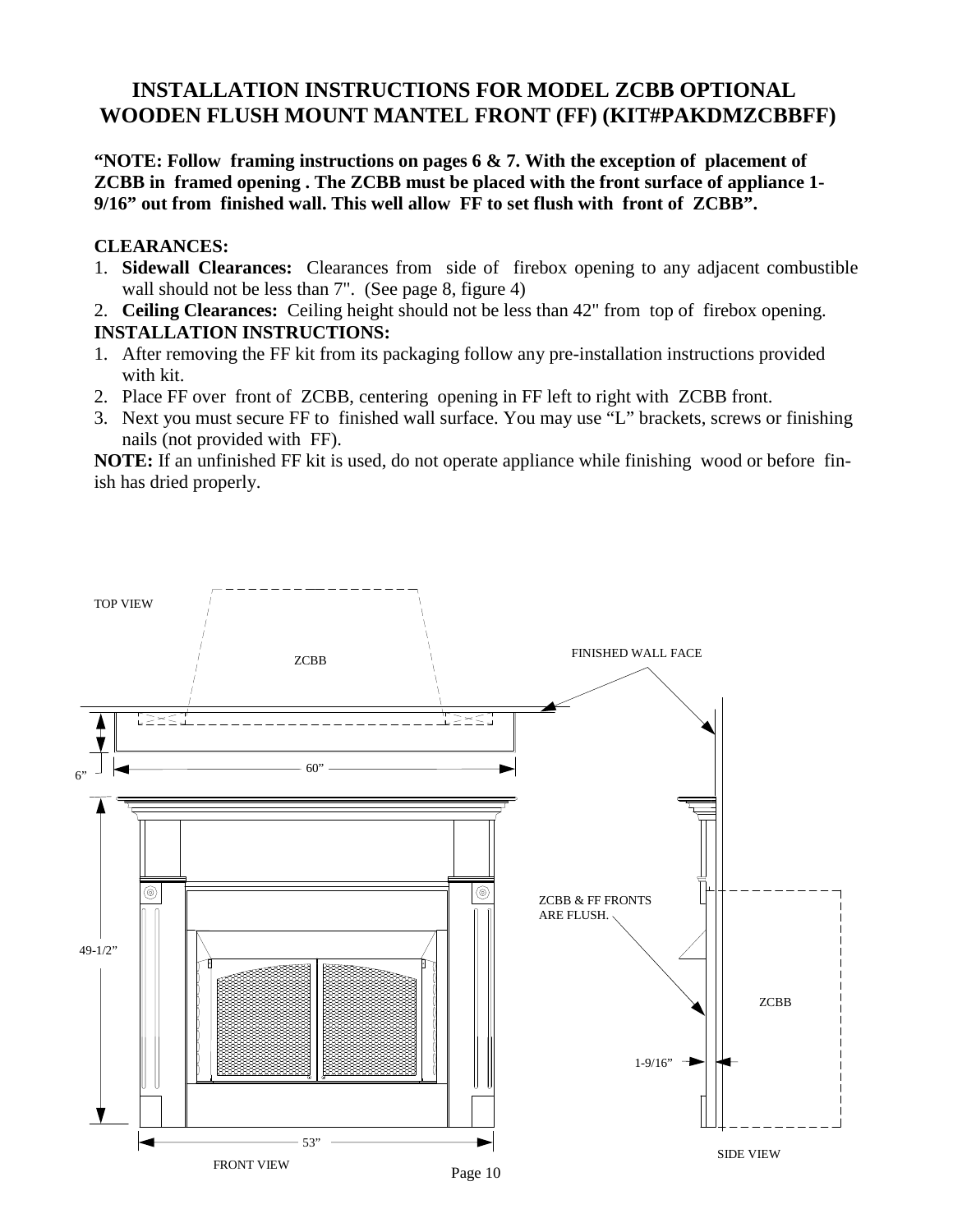# INSTALLATION INSTRUCTIONS FOR MODEL ZCBB OPTIONAL WOODEN FLUSH MOUNT MANTEL FRONT (FF) (KIT#PAKDMZCBBFF)

**"NOTE: Follow framing instructions on pages 6 & 7. With the exception of placement of ZCBB in framed opening . The ZCBB must be placed with the front surface of appliance 1-9/16" out from finished wall. This well allow FF to set flush with front of ZCBB".**

**CLEARANCES:**

1. **Sidewall Clearances:** Clearances from side of firebox opening to any adjacent combustible wall should not be less than 7". (See page 8, figure 4)
2. **Ceiling Clearances:** Ceiling height should not be less than 42" from top of firebox opening.

**INSTALLATION INSTRUCTIONS:**

1. After removing the FF kit from its packaging follow any pre-installation instructions provided with kit.
2. Place FF over front of ZCBB, centering opening in FF left to right with ZCBB front.
3. Next you must secure FF to finished wall surface. You may use "L" brackets, screws or finishing nails (not provided with FF).

**NOTE:** If an unfinished FF kit is used, do not operate appliance while finishing wood or before finish has dried properly.

TOP VIEW

ZCBB

FINISHED WALL FACE

6"

60"

49-1/2"

53"

FRONT VIEW

ZCBB & FF FRONTS ARE FLUSH.

ZCBB

1-9/16"

SIDE VIEW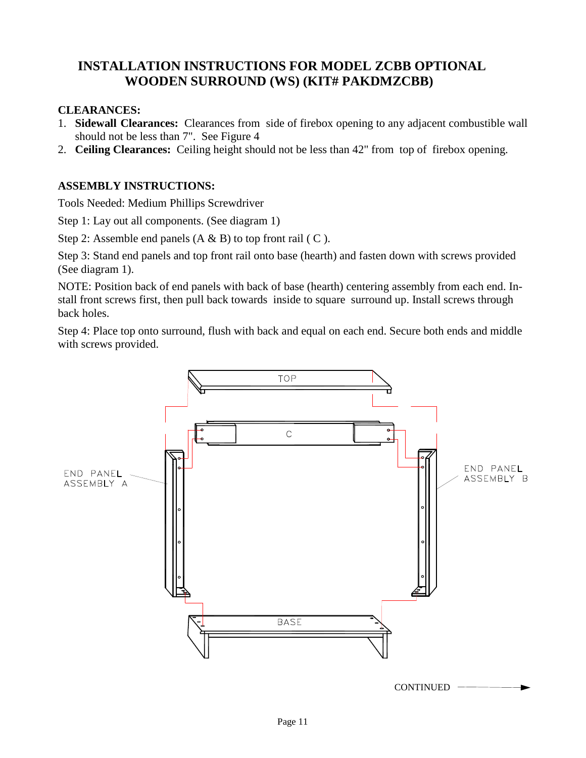# INSTALLATION INSTRUCTIONS FOR MODEL ZCBB OPTIONAL WOODEN SURROUND (WS) (KIT# PAKDMZCBB)

**CLEARANCES:**

1. **Sidewall Clearances:** Clearances from side of firebox opening to any adjacent combustible wall should not be less than 7". See Figure 4
2. **Ceiling Clearances:** Ceiling height should not be less than 42" from top of firebox opening.

**ASSEMBLY INSTRUCTIONS:**

Tools Needed: Medium Phillips Screwdriver

Step 1: Lay out all components. (See diagram 1)

Step 2: Assemble end panels (A & B) to top front rail ( C ).

Step 3: Stand end panels and top front rail onto base (hearth) and fasten down with screws provided (See diagram 1).

NOTE: Position back of end panels with back of base (hearth) centering assembly from each end. Install front screws first, then pull back towards inside to square surround up. Install screws through back holes.

Step 4: Place top onto surround, flush with back and equal on each end. Secure both ends and middle with screws provided.

TOP

C

END PANEL ASSEMBLY A

END PANEL ASSEMBLY B

BASE

CONTINUED →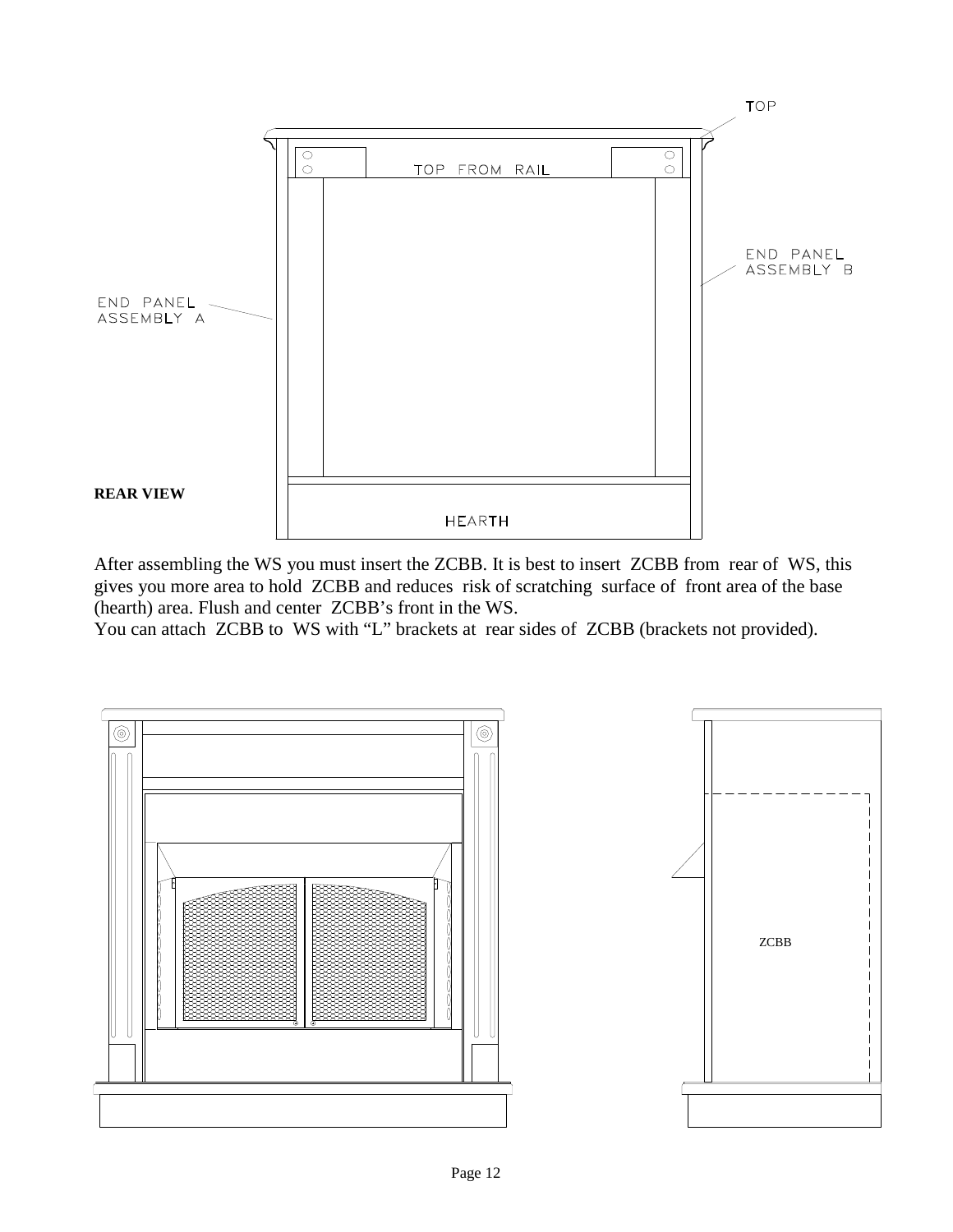TOP

TOP FROM RAIL

END PANEL
ASSEMBLY B

END PANEL
ASSEMBLY A

**REAR VIEW**

HEARTH

After assembling the WS you must insert the ZCBB. It is best to insert ZCBB from rear of WS, this gives you more area to hold ZCBB and reduces risk of scratching surface of front area of the base (hearth) area. Flush and center ZCBB's front in the WS.
You can attach ZCBB to WS with "L" brackets at rear sides of ZCBB (brackets not provided).

ZCBB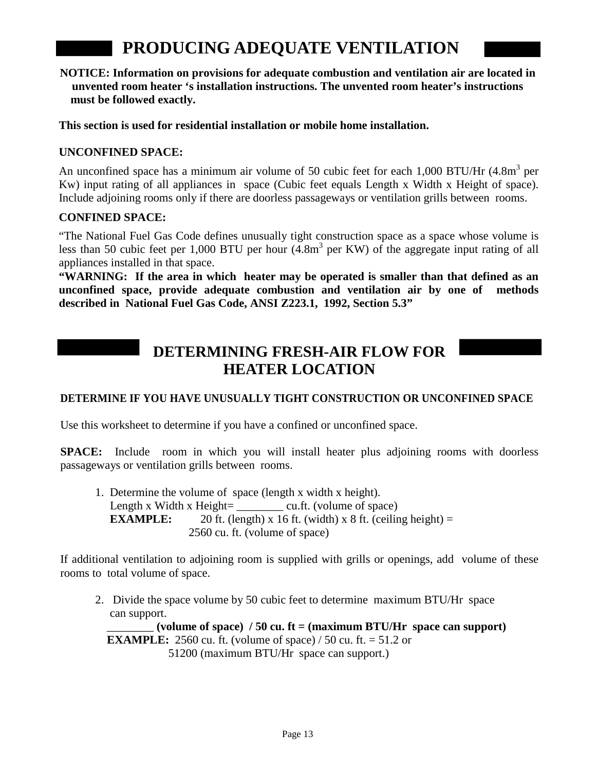# PRODUCING ADEQUATE VENTILATION

**NOTICE: Information on provisions for adequate combustion and ventilation air are located in unvented room heater 's installation instructions. The unvented room heater's instructions must be followed exactly.**

**This section is used for residential installation or mobile home installation.**

**UNCONFINED SPACE:**

An unconfined space has a minimum air volume of 50 cubic feet for each 1,000 BTU/Hr (4.8m$^3$ per Kw) input rating of all appliances in space (Cubic feet equals Length x Width x Height of space). Include adjoining rooms only if there are doorless passageways or ventilation grills between rooms.

**CONFINED SPACE:**

"The National Fuel Gas Code defines unusually tight construction space as a space whose volume is less than 50 cubic feet per 1,000 BTU per hour (4.8m$^3$ per KW) of the aggregate input rating of all appliances installed in that space.

**"WARNING: If the area in which heater may be operated is smaller than that defined as an unconfined space, provide adequate combustion and ventilation air by one of methods described in National Fuel Gas Code, ANSI Z223.1, 1992, Section 5.3"**

# DETERMINING FRESH-AIR FLOW FOR HEATER LOCATION

**DETERMINE IF YOU HAVE UNUSUALLY TIGHT CONSTRUCTION OR UNCONFINED SPACE**

Use this worksheet to determine if you have a confined or unconfined space.

**SPACE:** Include room in which you will install heater plus adjoining rooms with doorless passageways or ventilation grills between rooms.

1. Determine the volume of space (length x width x height).
   Length x Width x Height= ________ cu.ft. (volume of space)
   **EXAMPLE:** 20 ft. (length) x 16 ft. (width) x 8 ft. (ceiling height) =
   2560 cu. ft. (volume of space)

If additional ventilation to adjoining room is supplied with grills or openings, add volume of these rooms to total volume of space.

2. Divide the space volume by 50 cubic feet to determine maximum BTU/Hr space can support.
   ________ **(volume of space) / 50 cu. ft = (maximum BTU/Hr space can support)**
   **EXAMPLE:** 2560 cu. ft. (volume of space) / 50 cu. ft. = 51.2 or
   51200 (maximum BTU/Hr space can support.)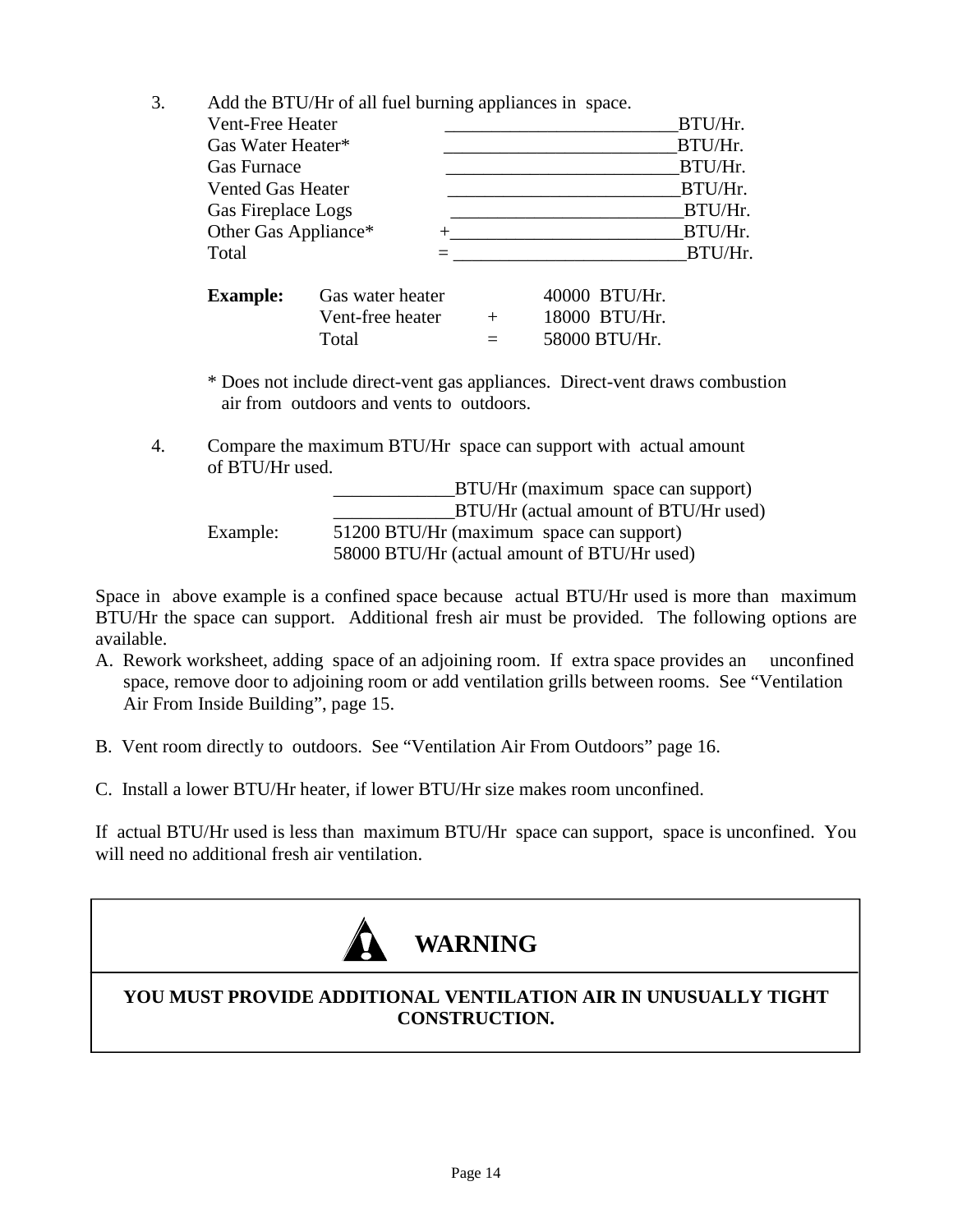3. Add the BTU/Hr of all fuel burning appliances in space.

| | | |
|---|---|---|
| Vent-Free Heater | _________________________ | BTU/Hr. |
| Gas Water Heater* | _________________________ | BTU/Hr. |
| Gas Furnace | _________________________ | BTU/Hr. |
| Vented Gas Heater | _________________________ | BTU/Hr. |
| Gas Fireplace Logs | _________________________ | BTU/Hr. |
| Other Gas Appliance* | +_________________________ | BTU/Hr. |
| Total | = _________________________ | BTU/Hr. |

| | | | |
|---|---|---|---|
| **Example:** | Gas water heater | | 40000 BTU/Hr. |
| | Vent-free heater | + | 18000 BTU/Hr. |
| | Total | = | 58000 BTU/Hr. |

\* Does not include direct-vent gas appliances. Direct-vent draws combustion air from outdoors and vents to outdoors.

4. Compare the maximum BTU/Hr space can support with actual amount of BTU/Hr used.

_____________BTU/Hr (maximum space can support)
_____________BTU/Hr (actual amount of BTU/Hr used)

Example: 51200 BTU/Hr (maximum space can support)
58000 BTU/Hr (actual amount of BTU/Hr used)

Space in above example is a confined space because actual BTU/Hr used is more than maximum BTU/Hr the space can support. Additional fresh air must be provided. The following options are available.

A. Rework worksheet, adding space of an adjoining room. If extra space provides an unconfined space, remove door to adjoining room or add ventilation grills between rooms. See "Ventilation Air From Inside Building", page 15.

B. Vent room directly to outdoors. See "Ventilation Air From Outdoors" page 16.

C. Install a lower BTU/Hr heater, if lower BTU/Hr size makes room unconfined.

If actual BTU/Hr used is less than maximum BTU/Hr space can support, space is unconfined. You will need no additional fresh air ventilation.

**WARNING**

**YOU MUST PROVIDE ADDITIONAL VENTILATION AIR IN UNUSUALLY TIGHT CONSTRUCTION.**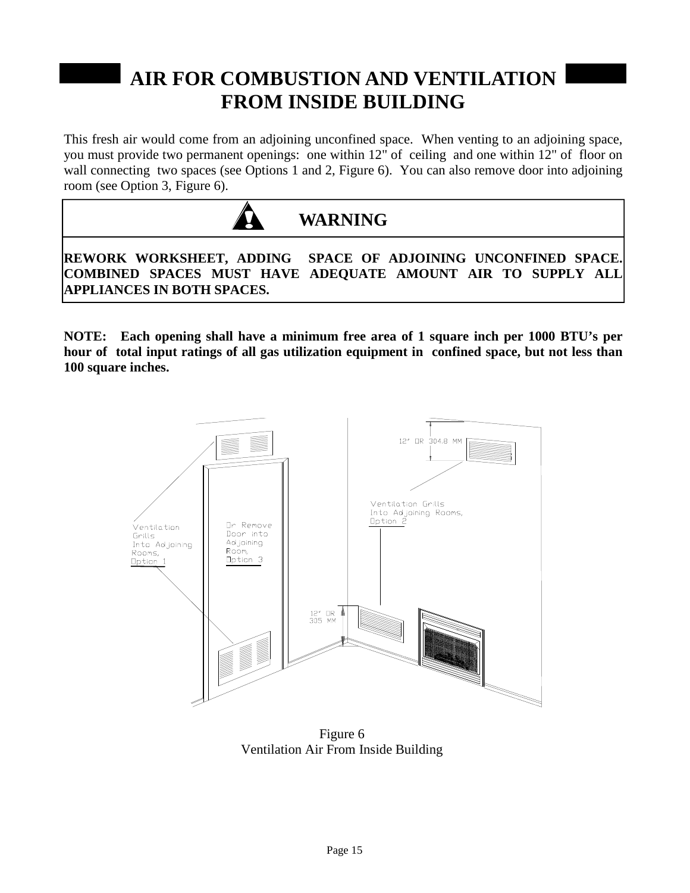# AIR FOR COMBUSTION AND VENTILATION FROM INSIDE BUILDING

This fresh air would come from an adjoining unconfined space. When venting to an adjoining space, you must provide two permanent openings: one within 12" of ceiling and one within 12" of floor on wall connecting two spaces (see Options 1 and 2, Figure 6). You can also remove door into adjoining room (see Option 3, Figure 6).

**WARNING**

**REWORK WORKSHEET, ADDING SPACE OF ADJOINING UNCONFINED SPACE. COMBINED SPACES MUST HAVE ADEQUATE AMOUNT AIR TO SUPPLY ALL APPLIANCES IN BOTH SPACES.**

**NOTE: Each opening shall have a minimum free area of 1 square inch per 1000 BTU's per hour of total input ratings of all gas utilization equipment in confined space, but not less than 100 square inches.**

Figure 6
Ventilation Air From Inside Building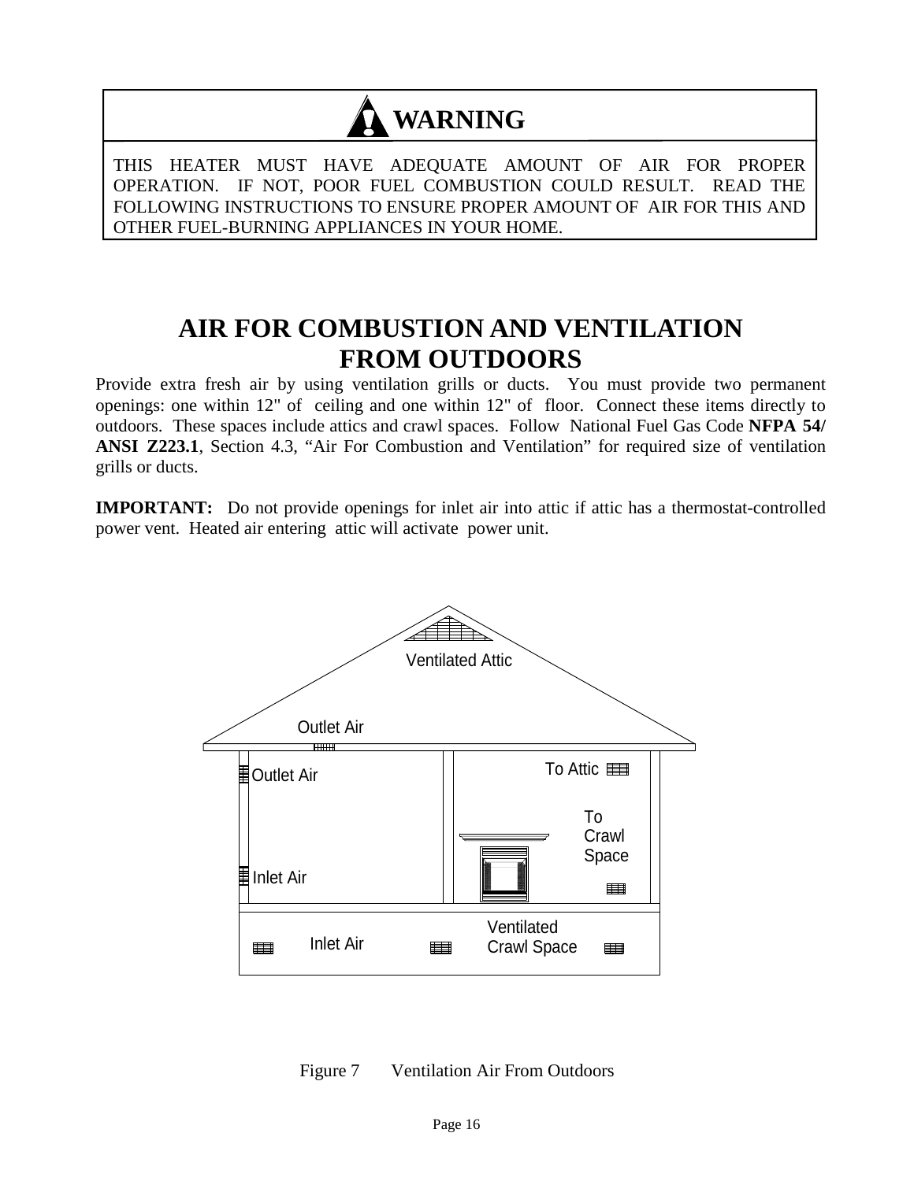**⚠ WARNING**

THIS HEATER MUST HAVE ADEQUATE AMOUNT OF AIR FOR PROPER OPERATION. IF NOT, POOR FUEL COMBUSTION COULD RESULT. READ THE FOLLOWING INSTRUCTIONS TO ENSURE PROPER AMOUNT OF AIR FOR THIS AND OTHER FUEL-BURNING APPLIANCES IN YOUR HOME.

# AIR FOR COMBUSTION AND VENTILATION FROM OUTDOORS

Provide extra fresh air by using ventilation grills or ducts. You must provide two permanent openings: one within 12" of ceiling and one within 12" of floor. Connect these items directly to outdoors. These spaces include attics and crawl spaces. Follow National Fuel Gas Code **NFPA 54/ ANSI Z223.1**, Section 4.3, "Air For Combustion and Ventilation" for required size of ventilation grills or ducts.

**IMPORTANT:** Do not provide openings for inlet air into attic if attic has a thermostat-controlled power vent. Heated air entering attic will activate power unit.

Ventilated Attic

Outlet Air

Outlet Air

To Attic

To Crawl Space

Inlet Air

Inlet Air

Ventilated Crawl Space

Figure 7 Ventilation Air From Outdoors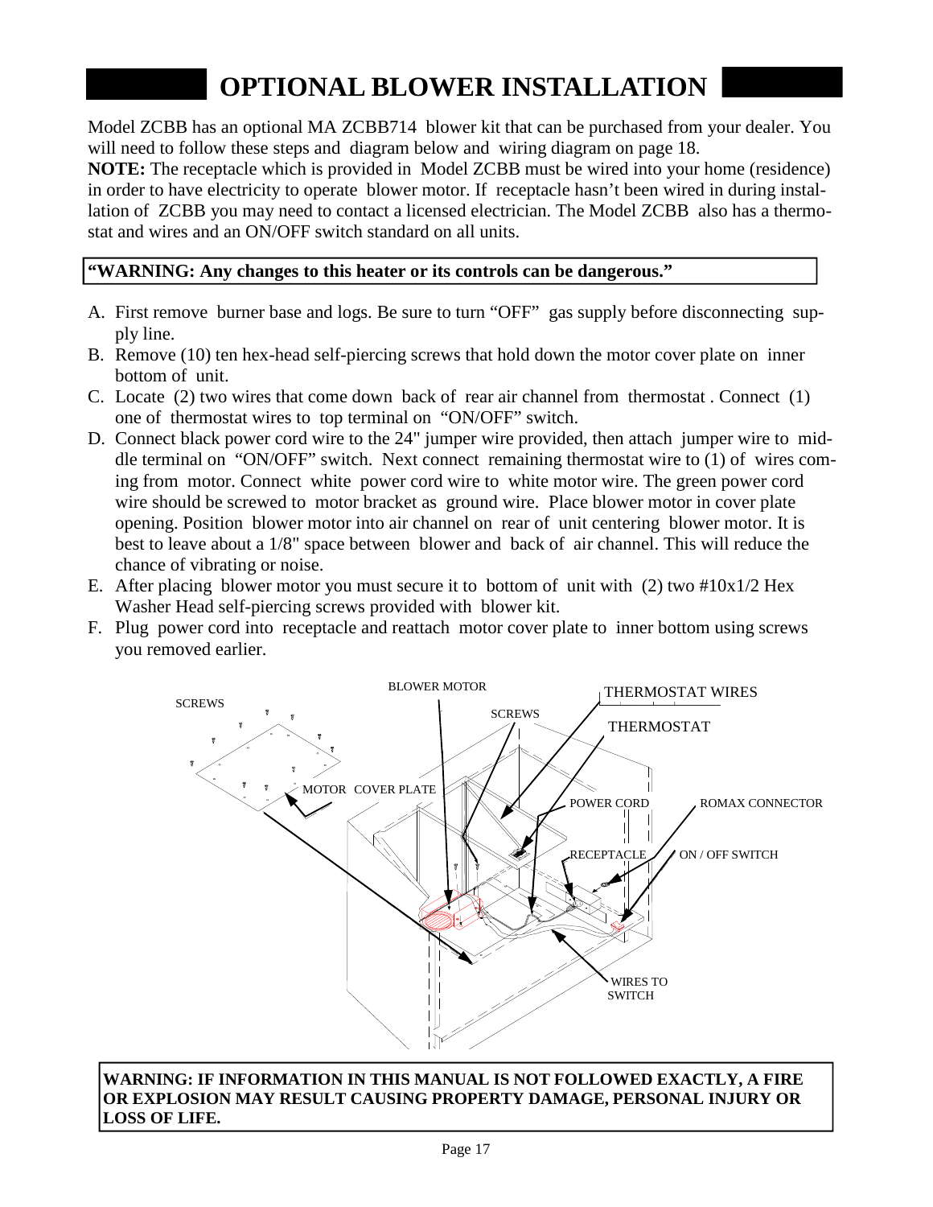# OPTIONAL BLOWER INSTALLATION

Model ZCBB has an optional MA ZCBB714 blower kit that can be purchased from your dealer. You will need to follow these steps and diagram below and wiring diagram on page 18.

**NOTE:** The receptacle which is provided in Model ZCBB must be wired into your home (residence) in order to have electricity to operate blower motor. If receptacle hasn't been wired in during installation of ZCBB you may need to contact a licensed electrician. The Model ZCBB also has a thermostat and wires and an ON/OFF switch standard on all units.

**"WARNING: Any changes to this heater or its controls can be dangerous."**

A. First remove burner base and logs. Be sure to turn "OFF" gas supply before disconnecting supply line.

B. Remove (10) ten hex-head self-piercing screws that hold down the motor cover plate on inner bottom of unit.

C. Locate (2) two wires that come down back of rear air channel from thermostat . Connect (1) one of thermostat wires to top terminal on "ON/OFF" switch.

D. Connect black power cord wire to the 24" jumper wire provided, then attach jumper wire to middle terminal on "ON/OFF" switch. Next connect remaining thermostat wire to (1) of wires coming from motor. Connect white power cord wire to white motor wire. The green power cord wire should be screwed to motor bracket as ground wire. Place blower motor in cover plate opening. Position blower motor into air channel on rear of unit centering blower motor. It is best to leave about a 1/8" space between blower and back of air channel. This will reduce the chance of vibrating or noise.

E. After placing blower motor you must secure it to bottom of unit with (2) two #10x1/2 Hex Washer Head self-piercing screws provided with blower kit.

F. Plug power cord into receptacle and reattach motor cover plate to inner bottom using screws you removed earlier.

SCREWS | BLOWER MOTOR | SCREWS | THERMOSTAT WIRES | THERMOSTAT | MOTOR COVER PLATE | POWER CORD | ROMAX CONNECTOR | RECEPTACLE | ON / OFF SWITCH | WIRES TO SWITCH

**WARNING: IF INFORMATION IN THIS MANUAL IS NOT FOLLOWED EXACTLY, A FIRE OR EXPLOSION MAY RESULT CAUSING PROPERTY DAMAGE, PERSONAL INJURY OR LOSS OF LIFE.**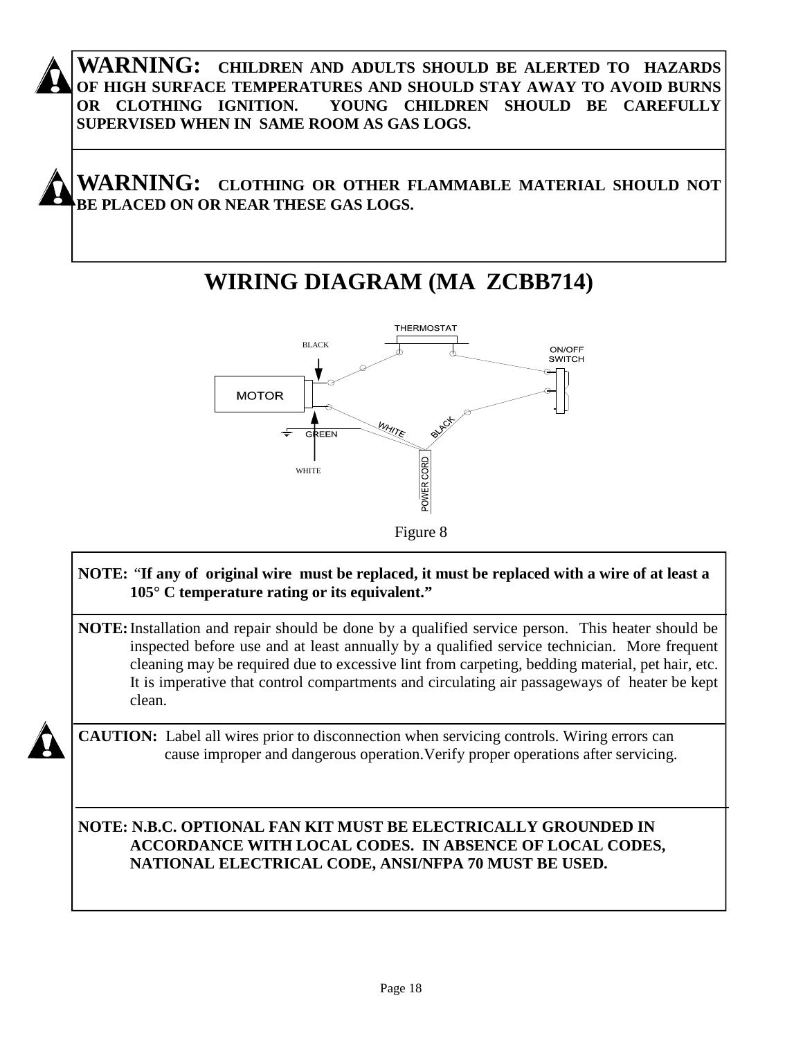**WARNING: CHILDREN AND ADULTS SHOULD BE ALERTED TO HAZARDS OF HIGH SURFACE TEMPERATURES AND SHOULD STAY AWAY TO AVOID BURNS OR CLOTHING IGNITION. YOUNG CHILDREN SHOULD BE CAREFULLY SUPERVISED WHEN IN SAME ROOM AS GAS LOGS.**

**WARNING: CLOTHING OR OTHER FLAMMABLE MATERIAL SHOULD NOT BE PLACED ON OR NEAR THESE GAS LOGS.**

# WIRING DIAGRAM (MA ZCBB714)

THERMOSTAT

BLACK

ON/OFF SWITCH

MOTOR

WHITE

BLACK

GREEN

WHITE

POWER CORD

Figure 8

**NOTE: "If any of original wire must be replaced, it must be replaced with a wire of at least a 105° C temperature rating or its equivalent."**

**NOTE:** Installation and repair should be done by a qualified service person. This heater should be inspected before use and at least annually by a qualified service technician. More frequent cleaning may be required due to excessive lint from carpeting, bedding material, pet hair, etc. It is imperative that control compartments and circulating air passageways of heater be kept clean.

**CAUTION:** Label all wires prior to disconnection when servicing controls. Wiring errors can cause improper and dangerous operation.Verify proper operations after servicing.

**NOTE: N.B.C. OPTIONAL FAN KIT MUST BE ELECTRICALLY GROUNDED IN ACCORDANCE WITH LOCAL CODES. IN ABSENCE OF LOCAL CODES, NATIONAL ELECTRICAL CODE, ANSI/NFPA 70 MUST BE USED.**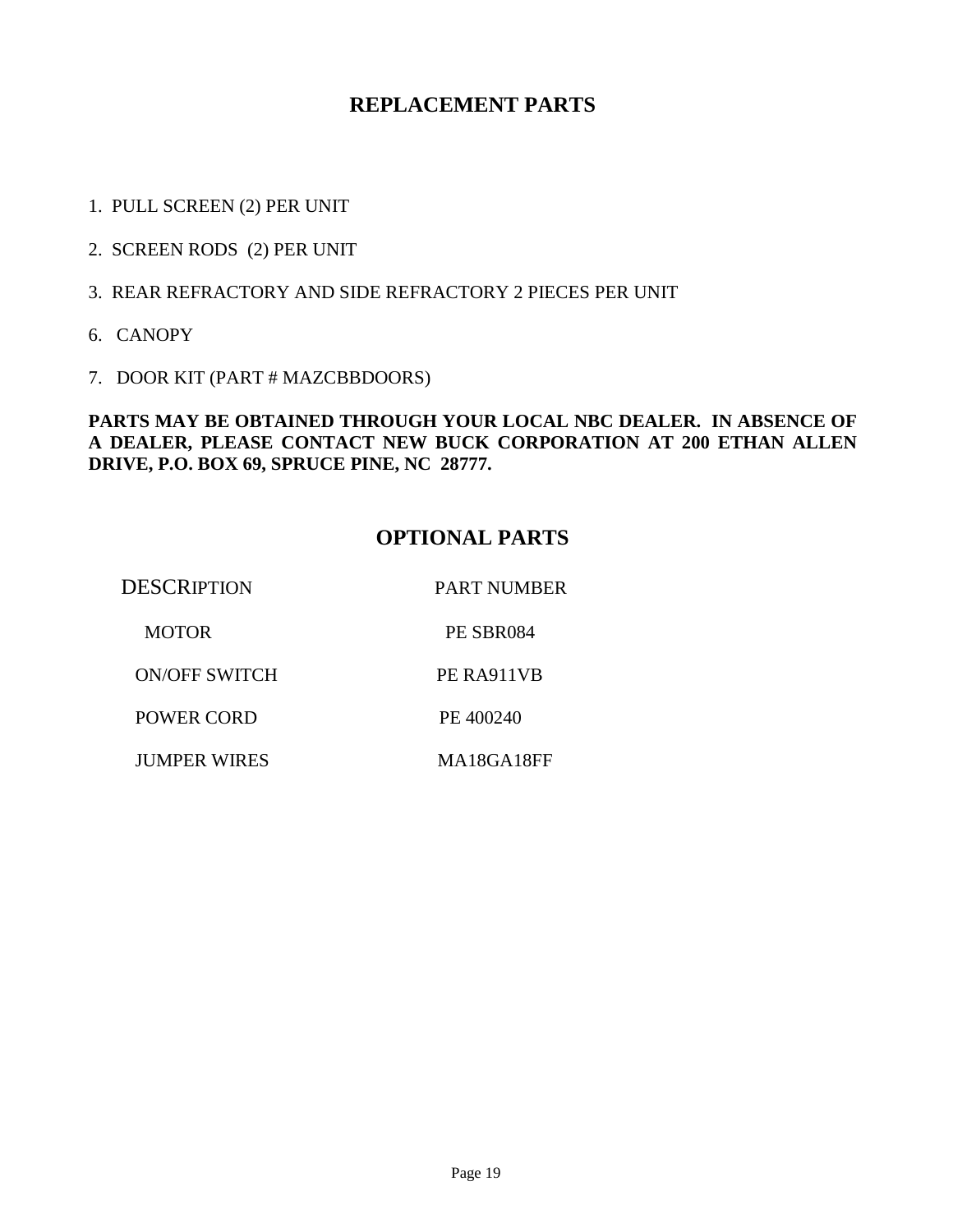## REPLACEMENT PARTS

1. PULL SCREEN (2) PER UNIT
2. SCREEN RODS (2) PER UNIT
3. REAR REFRACTORY AND SIDE REFRACTORY 2 PIECES PER UNIT

6. CANOPY
7. DOOR KIT (PART # MAZCBBDOORS)

**PARTS MAY BE OBTAINED THROUGH YOUR LOCAL NBC DEALER. IN ABSENCE OF A DEALER, PLEASE CONTACT NEW BUCK CORPORATION AT 200 ETHAN ALLEN DRIVE, P.O. BOX 69, SPRUCE PINE, NC 28777.**

## OPTIONAL PARTS

| DESCRIPTION | PART NUMBER |
|---|---|
| MOTOR | PE SBR084 |
| ON/OFF SWITCH | PE RA911VB |
| POWER CORD | PE 400240 |
| JUMPER WIRES | MA18GA18FF |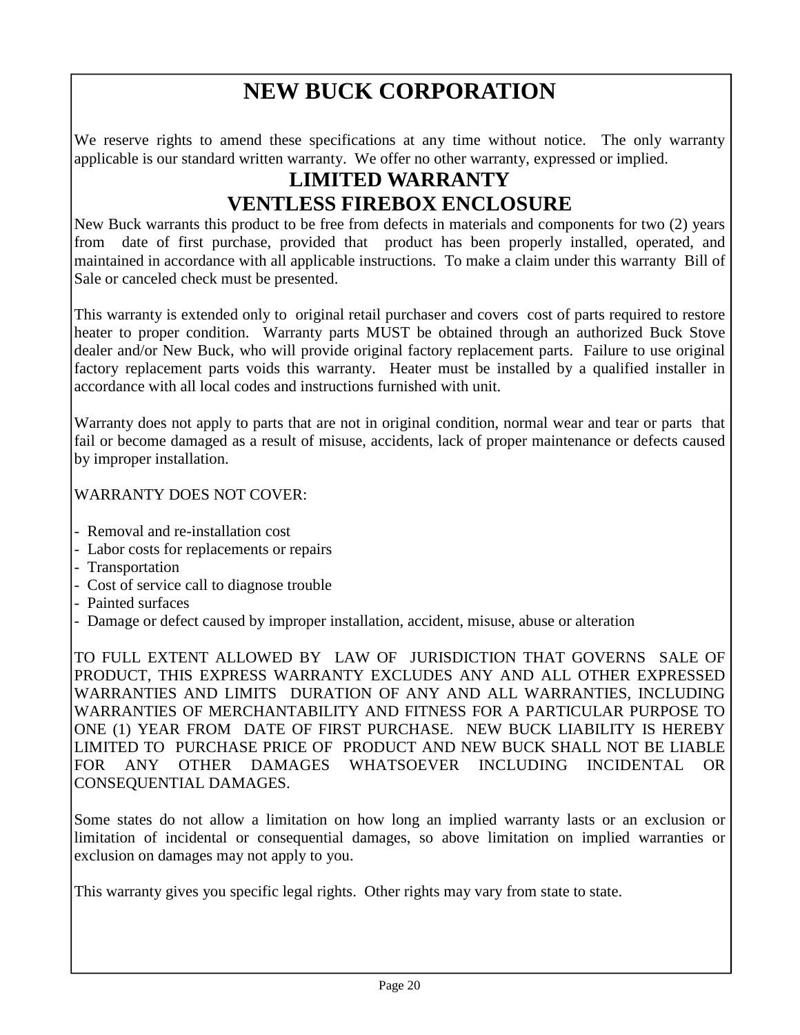# NEW BUCK CORPORATION

We reserve rights to amend these specifications at any time without notice. The only warranty applicable is our standard written warranty. We offer no other warranty, expressed or implied.

## LIMITED WARRANTY
## VENTLESS FIREBOX ENCLOSURE

New Buck warrants this product to be free from defects in materials and components for two (2) years from date of first purchase, provided that product has been properly installed, operated, and maintained in accordance with all applicable instructions. To make a claim under this warranty Bill of Sale or canceled check must be presented.

This warranty is extended only to original retail purchaser and covers cost of parts required to restore heater to proper condition. Warranty parts MUST be obtained through an authorized Buck Stove dealer and/or New Buck, who will provide original factory replacement parts. Failure to use original factory replacement parts voids this warranty. Heater must be installed by a qualified installer in accordance with all local codes and instructions furnished with unit.

Warranty does not apply to parts that are not in original condition, normal wear and tear or parts that fail or become damaged as a result of misuse, accidents, lack of proper maintenance or defects caused by improper installation.

WARRANTY DOES NOT COVER:

- Removal and re-installation cost
- Labor costs for replacements or repairs
- Transportation
- Cost of service call to diagnose trouble
- Painted surfaces
- Damage or defect caused by improper installation, accident, misuse, abuse or alteration

TO FULL EXTENT ALLOWED BY LAW OF JURISDICTION THAT GOVERNS SALE OF PRODUCT, THIS EXPRESS WARRANTY EXCLUDES ANY AND ALL OTHER EXPRESSED WARRANTIES AND LIMITS DURATION OF ANY AND ALL WARRANTIES, INCLUDING WARRANTIES OF MERCHANTABILITY AND FITNESS FOR A PARTICULAR PURPOSE TO ONE (1) YEAR FROM DATE OF FIRST PURCHASE. NEW BUCK LIABILITY IS HEREBY LIMITED TO PURCHASE PRICE OF PRODUCT AND NEW BUCK SHALL NOT BE LIABLE FOR ANY OTHER DAMAGES WHATSOEVER INCLUDING INCIDENTAL OR CONSEQUENTIAL DAMAGES.

Some states do not allow a limitation on how long an implied warranty lasts or an exclusion or limitation of incidental or consequential damages, so above limitation on implied warranties or exclusion on damages may not apply to you.

This warranty gives you specific legal rights. Other rights may vary from state to state.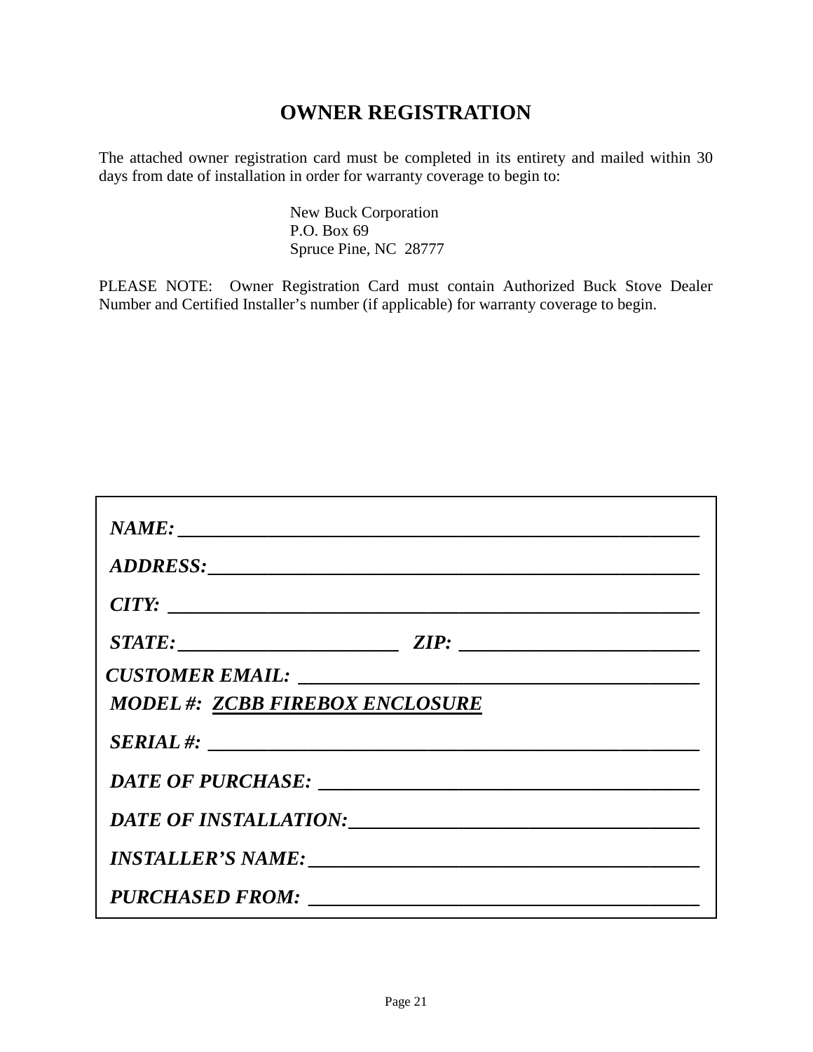# OWNER REGISTRATION

The attached owner registration card must be completed in its entirety and mailed within 30 days from date of installation in order for warranty coverage to begin to:

New Buck Corporation
P.O. Box 69
Spruce Pine, NC 28777

PLEASE NOTE: Owner Registration Card must contain Authorized Buck Stove Dealer Number and Certified Installer's number (if applicable) for warranty coverage to begin.

***NAME:*** ________________________________________________

***ADDRESS:*** ______________________________________________

***CITY:*** _________________________________________________

***STATE:*** ____________________ ***ZIP:*** _____________________

***CUSTOMER EMAIL:*** ______________________________________

***MODEL #:*** ***ZCBB FIREBOX ENCLOSURE***

***SERIAL #:*** _____________________________________________

***DATE OF PURCHASE:*** _____________________________________

***DATE OF INSTALLATION:*** __________________________________

***INSTALLER'S NAME:*** ______________________________________

***PURCHASED FROM:*** _______________________________________